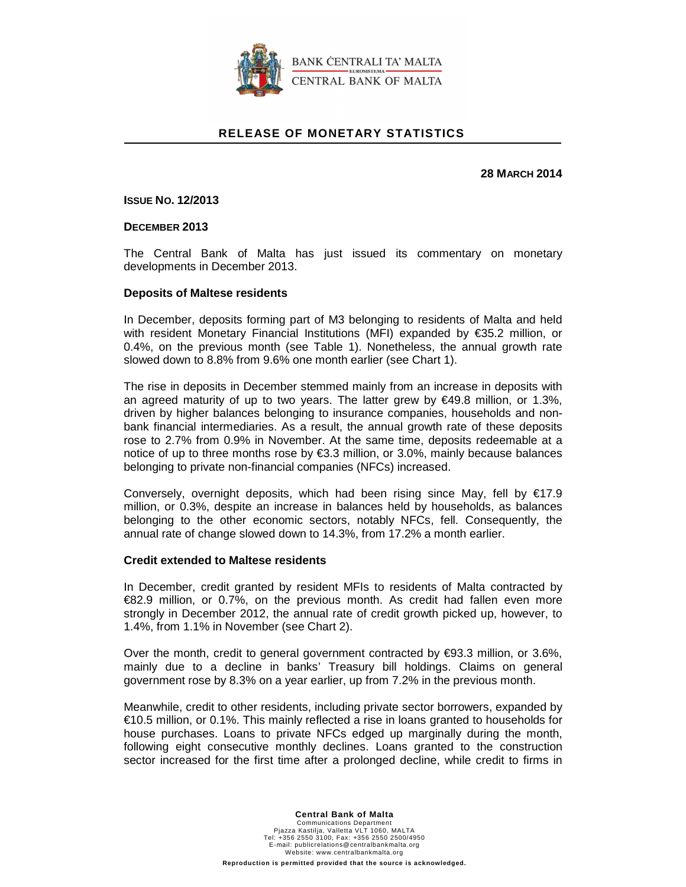BANK ĊENTRALI TA' MALTA
EUROSISTEMA
CENTRAL BANK OF MALTA

## RELEASE OF MONETARY STATISTICS

**28 MARCH 2014**

**ISSUE NO. 12/2013**

**DECEMBER 2013**

The Central Bank of Malta has just issued its commentary on monetary developments in December 2013.

### Deposits of Maltese residents

In December, deposits forming part of M3 belonging to residents of Malta and held with resident Monetary Financial Institutions (MFI) expanded by €35.2 million, or 0.4%, on the previous month (see Table 1). Nonetheless, the annual growth rate slowed down to 8.8% from 9.6% one month earlier (see Chart 1).

The rise in deposits in December stemmed mainly from an increase in deposits with an agreed maturity of up to two years. The latter grew by €49.8 million, or 1.3%, driven by higher balances belonging to insurance companies, households and non-bank financial intermediaries. As a result, the annual growth rate of these deposits rose to 2.7% from 0.9% in November. At the same time, deposits redeemable at a notice of up to three months rose by €3.3 million, or 3.0%, mainly because balances belonging to private non-financial companies (NFCs) increased.

Conversely, overnight deposits, which had been rising since May, fell by €17.9 million, or 0.3%, despite an increase in balances held by households, as balances belonging to the other economic sectors, notably NFCs, fell. Consequently, the annual rate of change slowed down to 14.3%, from 17.2% a month earlier.

### Credit extended to Maltese residents

In December, credit granted by resident MFIs to residents of Malta contracted by €82.9 million, or 0.7%, on the previous month. As credit had fallen even more strongly in December 2012, the annual rate of credit growth picked up, however, to 1.4%, from 1.1% in November (see Chart 2).

Over the month, credit to general government contracted by €93.3 million, or 3.6%, mainly due to a decline in banks' Treasury bill holdings. Claims on general government rose by 8.3% on a year earlier, up from 7.2% in the previous month.

Meanwhile, credit to other residents, including private sector borrowers, expanded by €10.5 million, or 0.1%. This mainly reflected a rise in loans granted to households for house purchases. Loans to private NFCs edged up marginally during the month, following eight consecutive monthly declines. Loans granted to the construction sector increased for the first time after a prolonged decline, while credit to firms in

**Central Bank of Malta**
Communications Department
Pjazza Kastilja, Valletta VLT 1060, MALTA
Tel: +356 2550 3100, Fax: +356 2550 2500/4950
E-mail: publicrelations@centralbankmalta.org
Website: www.centralbankmalta.org

**Reproduction is permitted provided that the source is acknowledged.**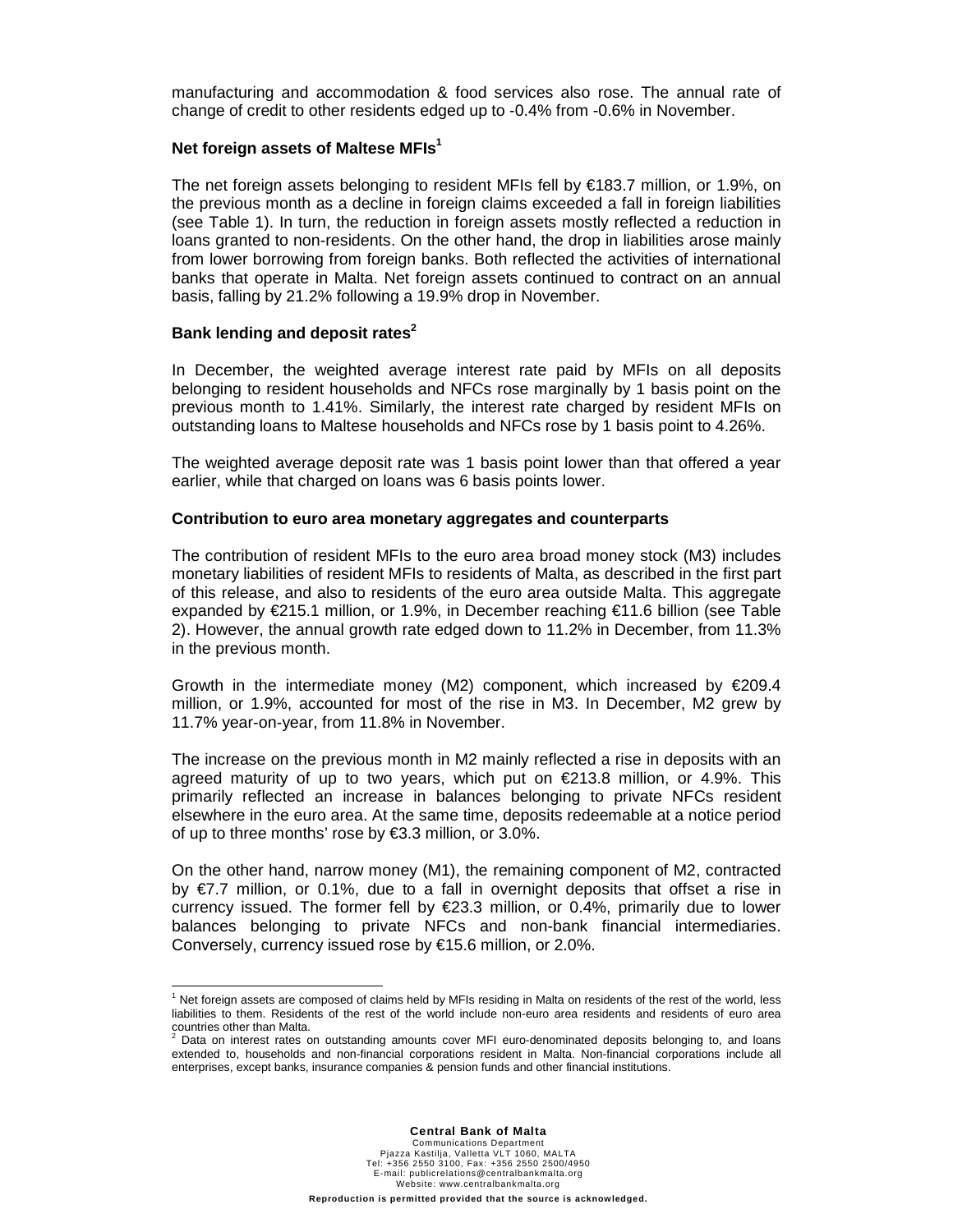manufacturing and accommodation & food services also rose. The annual rate of change of credit to other residents edged up to -0.4% from -0.6% in November.

**Net foreign assets of Maltese MFIs[1]**

The net foreign assets belonging to resident MFIs fell by €183.7 million, or 1.9%, on the previous month as a decline in foreign claims exceeded a fall in foreign liabilities (see Table 1). In turn, the reduction in foreign assets mostly reflected a reduction in loans granted to non-residents. On the other hand, the drop in liabilities arose mainly from lower borrowing from foreign banks. Both reflected the activities of international banks that operate in Malta. Net foreign assets continued to contract on an annual basis, falling by 21.2% following a 19.9% drop in November.

**Bank lending and deposit rates[2]**

In December, the weighted average interest rate paid by MFIs on all deposits belonging to resident households and NFCs rose marginally by 1 basis point on the previous month to 1.41%. Similarly, the interest rate charged by resident MFIs on outstanding loans to Maltese households and NFCs rose by 1 basis point to 4.26%.

The weighted average deposit rate was 1 basis point lower than that offered a year earlier, while that charged on loans was 6 basis points lower.

**Contribution to euro area monetary aggregates and counterparts**

The contribution of resident MFIs to the euro area broad money stock (M3) includes monetary liabilities of resident MFIs to residents of Malta, as described in the first part of this release, and also to residents of the euro area outside Malta. This aggregate expanded by €215.1 million, or 1.9%, in December reaching €11.6 billion (see Table 2). However, the annual growth rate edged down to 11.2% in December, from 11.3% in the previous month.

Growth in the intermediate money (M2) component, which increased by €209.4 million, or 1.9%, accounted for most of the rise in M3. In December, M2 grew by 11.7% year-on-year, from 11.8% in November.

The increase on the previous month in M2 mainly reflected a rise in deposits with an agreed maturity of up to two years, which put on €213.8 million, or 4.9%. This primarily reflected an increase in balances belonging to private NFCs resident elsewhere in the euro area. At the same time, deposits redeemable at a notice period of up to three months' rose by €3.3 million, or 3.0%.

On the other hand, narrow money (M1), the remaining component of M2, contracted by €7.7 million, or 0.1%, due to a fall in overnight deposits that offset a rise in currency issued. The former fell by €23.3 million, or 0.4%, primarily due to lower balances belonging to private NFCs and non-bank financial intermediaries. Conversely, currency issued rose by €15.6 million, or 2.0%.

---

[1] Net foreign assets are composed of claims held by MFIs residing in Malta on residents of the rest of the world, less liabilities to them. Residents of the rest of the world include non-euro area residents and residents of euro area countries other than Malta.

[2] Data on interest rates on outstanding amounts cover MFI euro-denominated deposits belonging to, and loans extended to, households and non-financial corporations resident in Malta. Non-financial corporations include all enterprises, except banks, insurance companies & pension funds and other financial institutions.

**Central Bank of Malta**
Communications Department
Pjazza Kastilja, Valletta VLT 1060, MALTA
Tel: +356 2550 3100, Fax: +356 2550 2500/4950
E-mail: publicrelations@centralbankmalta.org
Website: www.centralbankmalta.org

**Reproduction is permitted provided that the source is acknowledged.**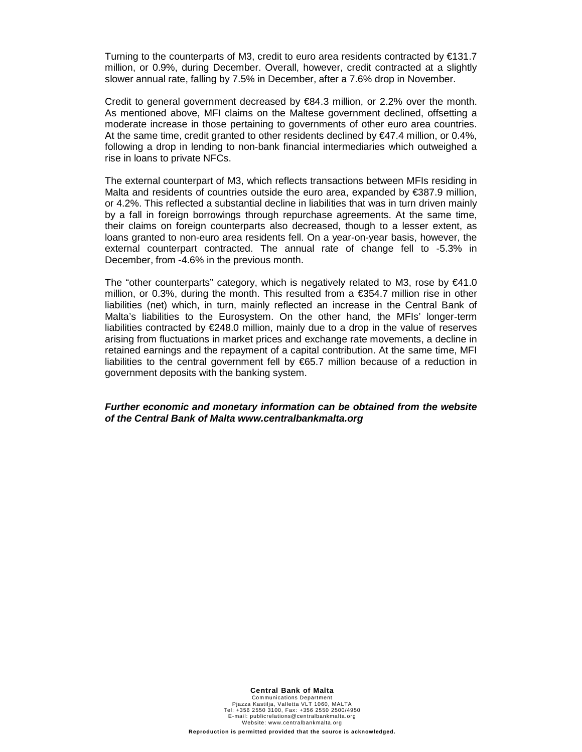Turning to the counterparts of M3, credit to euro area residents contracted by €131.7 million, or 0.9%, during December. Overall, however, credit contracted at a slightly slower annual rate, falling by 7.5% in December, after a 7.6% drop in November.

Credit to general government decreased by €84.3 million, or 2.2% over the month. As mentioned above, MFI claims on the Maltese government declined, offsetting a moderate increase in those pertaining to governments of other euro area countries. At the same time, credit granted to other residents declined by €47.4 million, or 0.4%, following a drop in lending to non-bank financial intermediaries which outweighed a rise in loans to private NFCs.

The external counterpart of M3, which reflects transactions between MFIs residing in Malta and residents of countries outside the euro area, expanded by €387.9 million, or 4.2%. This reflected a substantial decline in liabilities that was in turn driven mainly by a fall in foreign borrowings through repurchase agreements. At the same time, their claims on foreign counterparts also decreased, though to a lesser extent, as loans granted to non-euro area residents fell. On a year-on-year basis, however, the external counterpart contracted. The annual rate of change fell to -5.3% in December, from -4.6% in the previous month.

The "other counterparts" category, which is negatively related to M3, rose by €41.0 million, or 0.3%, during the month. This resulted from a €354.7 million rise in other liabilities (net) which, in turn, mainly reflected an increase in the Central Bank of Malta's liabilities to the Eurosystem. On the other hand, the MFIs' longer-term liabilities contracted by €248.0 million, mainly due to a drop in the value of reserves arising from fluctuations in market prices and exchange rate movements, a decline in retained earnings and the repayment of a capital contribution. At the same time, MFI liabilities to the central government fell by €65.7 million because of a reduction in government deposits with the banking system.

***Further economic and monetary information can be obtained from the website of the Central Bank of Malta www.centralbankmalta.org***

**Central Bank of Malta**
Communications Department
Pjazza Kastilja, Valletta VLT 1060, MALTA
Tel: +356 2550 3100, Fax: +356 2550 2500/4950
E-mail: publicrelations@centralbankmalta.org
Website: www.centralbankmalta.org

**Reproduction is permitted provided that the source is acknowledged.**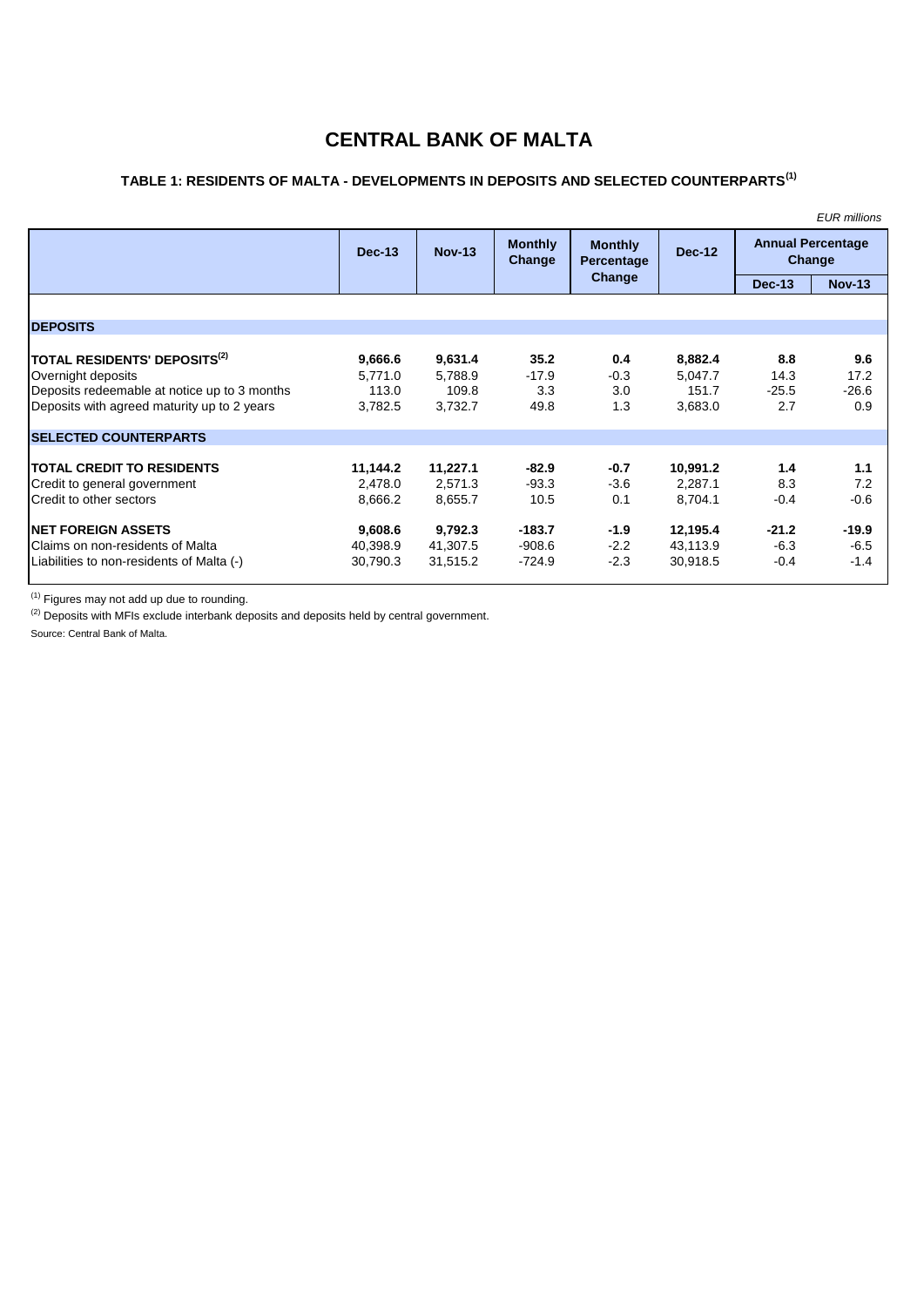# CENTRAL BANK OF MALTA

## TABLE 1: RESIDENTS OF MALTA - DEVELOPMENTS IN DEPOSITS AND SELECTED COUNTERPARTS[(1)]

*EUR millions*

| | Dec-13 | Nov-13 | Monthly Change | Monthly Percentage Change | Dec-12 | Annual Percentage Change | |
|---|---|---|---|---|---|---|---|
| | | | | | | Dec-13 | Nov-13 |
| **DEPOSITS** | | | | | | | |
| **TOTAL RESIDENTS' DEPOSITS[(2)]** | **9,666.6** | **9,631.4** | **35.2** | **0.4** | **8,882.4** | **8.8** | **9.6** |
| Overnight deposits | 5,771.0 | 5,788.9 | -17.9 | -0.3 | 5,047.7 | 14.3 | 17.2 |
| Deposits redeemable at notice up to 3 months | 113.0 | 109.8 | 3.3 | 3.0 | 151.7 | -25.5 | -26.6 |
| Deposits with agreed maturity up to 2 years | 3,782.5 | 3,732.7 | 49.8 | 1.3 | 3,683.0 | 2.7 | 0.9 |
| **SELECTED COUNTERPARTS** | | | | | | | |
| **TOTAL CREDIT TO RESIDENTS** | **11,144.2** | **11,227.1** | **-82.9** | **-0.7** | **10,991.2** | **1.4** | **1.1** |
| Credit to general government | 2,478.0 | 2,571.3 | -93.3 | -3.6 | 2,287.1 | 8.3 | 7.2 |
| Credit to other sectors | 8,666.2 | 8,655.7 | 10.5 | 0.1 | 8,704.1 | -0.4 | -0.6 |
| **NET FOREIGN ASSETS** | **9,608.6** | **9,792.3** | **-183.7** | **-1.9** | **12,195.4** | **-21.2** | **-19.9** |
| Claims on non-residents of Malta | 40,398.9 | 41,307.5 | -908.6 | -2.2 | 43,113.9 | -6.3 | -6.5 |
| Liabilities to non-residents of Malta (-) | 30,790.3 | 31,515.2 | -724.9 | -2.3 | 30,918.5 | -0.4 | -1.4 |

[(1)] Figures may not add up due to rounding.

[(2)] Deposits with MFIs exclude interbank deposits and deposits held by central government.

Source: Central Bank of Malta.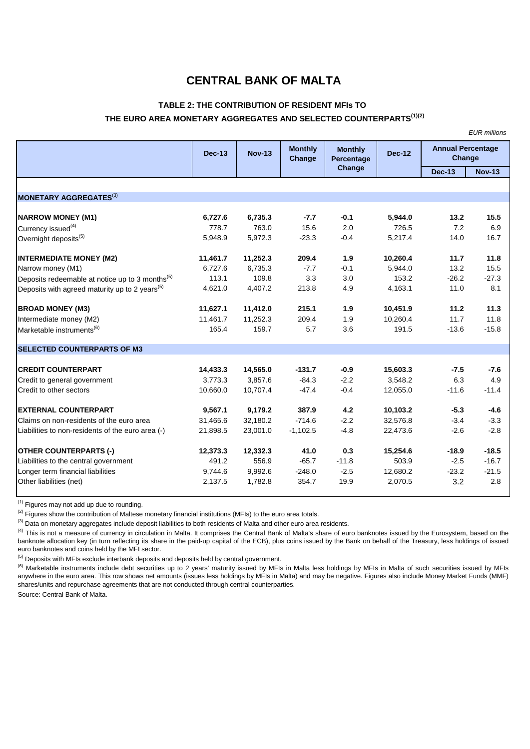# CENTRAL BANK OF MALTA

## TABLE 2: THE CONTRIBUTION OF RESIDENT MFIs TO THE EURO AREA MONETARY AGGREGATES AND SELECTED COUNTERPARTS[(1)(2)]

*EUR millions*

| | Dec-13 | Nov-13 | Monthly Change | Monthly Percentage Change | Dec-12 | Annual Percentage Change | |
|---|---|---|---|---|---|---|---|
| | | | | | | Dec-13 | Nov-13 |
| **MONETARY AGGREGATES**[(3)] | | | | | | | |
| **NARROW MONEY (M1)** | **6,727.6** | **6,735.3** | **-7.7** | **-0.1** | **5,944.0** | **13.2** | **15.5** |
| Currency issued[(4)] | 778.7 | 763.0 | 15.6 | 2.0 | 726.5 | 7.2 | 6.9 |
| Overnight deposits[(5)] | 5,948.9 | 5,972.3 | -23.3 | -0.4 | 5,217.4 | 14.0 | 16.7 |
| **INTERMEDIATE MONEY (M2)** | **11,461.7** | **11,252.3** | **209.4** | **1.9** | **10,260.4** | **11.7** | **11.8** |
| Narrow money (M1) | 6,727.6 | 6,735.3 | -7.7 | -0.1 | 5,944.0 | 13.2 | 15.5 |
| Deposits redeemable at notice up to 3 months[(5)] | 113.1 | 109.8 | 3.3 | 3.0 | 153.2 | -26.2 | -27.3 |
| Deposits with agreed maturity up to 2 years[(5)] | 4,621.0 | 4,407.2 | 213.8 | 4.9 | 4,163.1 | 11.0 | 8.1 |
| **BROAD MONEY (M3)** | **11,627.1** | **11,412.0** | **215.1** | **1.9** | **10,451.9** | **11.2** | **11.3** |
| Intermediate money (M2) | 11,461.7 | 11,252.3 | 209.4 | 1.9 | 10,260.4 | 11.7 | 11.8 |
| Marketable instruments[(6)] | 165.4 | 159.7 | 5.7 | 3.6 | 191.5 | -13.6 | -15.8 |
| **SELECTED COUNTERPARTS OF M3** | | | | | | | |
| **CREDIT COUNTERPART** | **14,433.3** | **14,565.0** | **-131.7** | **-0.9** | **15,603.3** | **-7.5** | **-7.6** |
| Credit to general government | 3,773.3 | 3,857.6 | -84.3 | -2.2 | 3,548.2 | 6.3 | 4.9 |
| Credit to other sectors | 10,660.0 | 10,707.4 | -47.4 | -0.4 | 12,055.0 | -11.6 | -11.4 |
| **EXTERNAL COUNTERPART** | **9,567.1** | **9,179.2** | **387.9** | **4.2** | **10,103.2** | **-5.3** | **-4.6** |
| Claims on non-residents of the euro area | 31,465.6 | 32,180.2 | -714.6 | -2.2 | 32,576.8 | -3.4 | -3.3 |
| Liabilities to non-residents of the euro area (-) | 21,898.5 | 23,001.0 | -1,102.5 | -4.8 | 22,473.6 | -2.6 | -2.8 |
| **OTHER COUNTERPARTS (-)** | **12,373.3** | **12,332.3** | **41.0** | **0.3** | **15,254.6** | **-18.9** | **-18.5** |
| Liabilities to the central government | 491.2 | 556.9 | -65.7 | -11.8 | 503.9 | -2.5 | -16.7 |
| Longer term financial liabilities | 9,744.6 | 9,992.6 | -248.0 | -2.5 | 12,680.2 | -23.2 | -21.5 |
| Other liabilities (net) | 2,137.5 | 1,782.8 | 354.7 | 19.9 | 2,070.5 | 3.2 | 2.8 |

[(1)] Figures may not add up due to rounding.

[(2)] Figures show the contribution of Maltese monetary financial institutions (MFIs) to the euro area totals.

[(3)] Data on monetary aggregates include deposit liabilities to both residents of Malta and other euro area residents.

[(4)] This is not a measure of currency in circulation in Malta. It comprises the Central Bank of Malta's share of euro banknotes issued by the Eurosystem, based on the banknote allocation key (in turn reflecting its share in the paid-up capital of the ECB), plus coins issued by the Bank on behalf of the Treasury, less holdings of issued euro banknotes and coins held by the MFI sector.

[(5)] Deposits with MFIs exclude interbank deposits and deposits held by central government.

[(6)] Marketable instruments include debt securities up to 2 years' maturity issued by MFIs in Malta less holdings by MFIs in Malta of such securities issued by MFIs anywhere in the euro area. This row shows net amounts (issues less holdings by MFIs in Malta) and may be negative. Figures also include Money Market Funds (MMF) shares/units and repurchase agreements that are not conducted through central counterparties.

Source: Central Bank of Malta.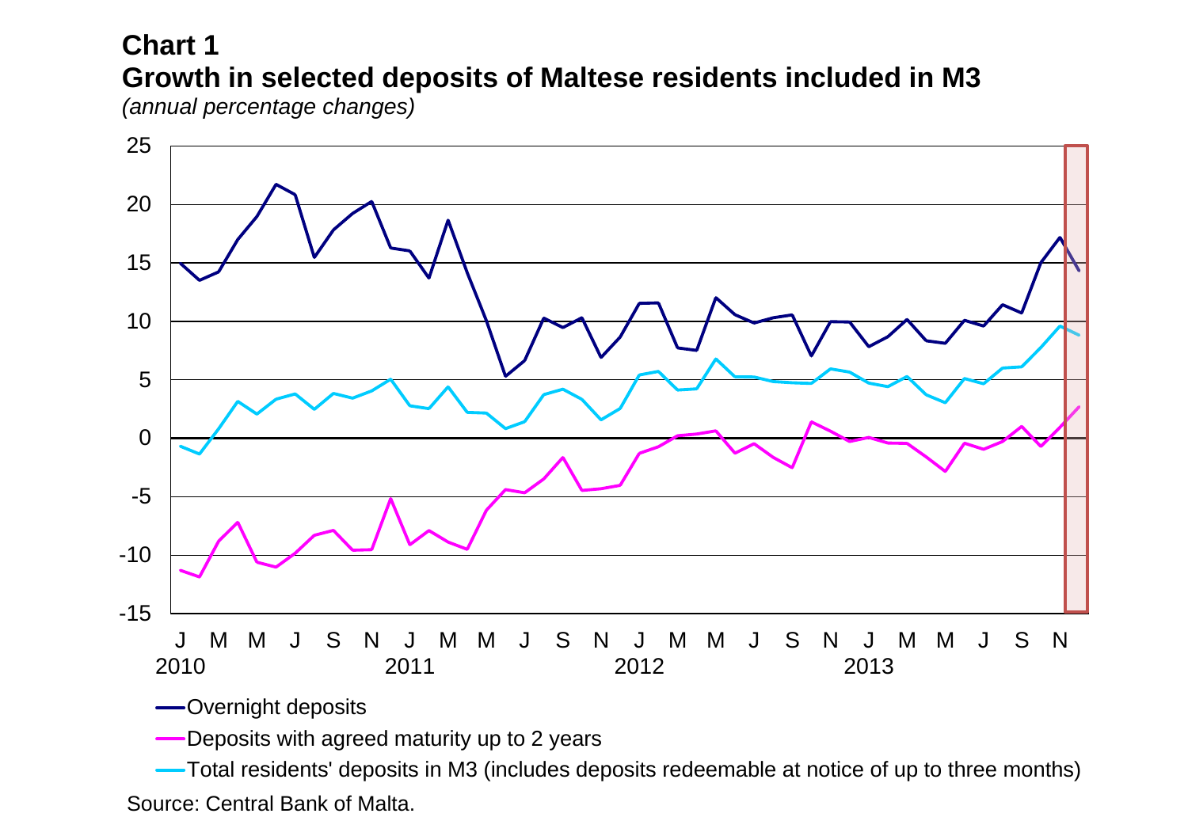**Chart 1**

**Growth in selected deposits of Maltese residents included in M3**

*(annual percentage changes)*

Source: Central Bank of Malta.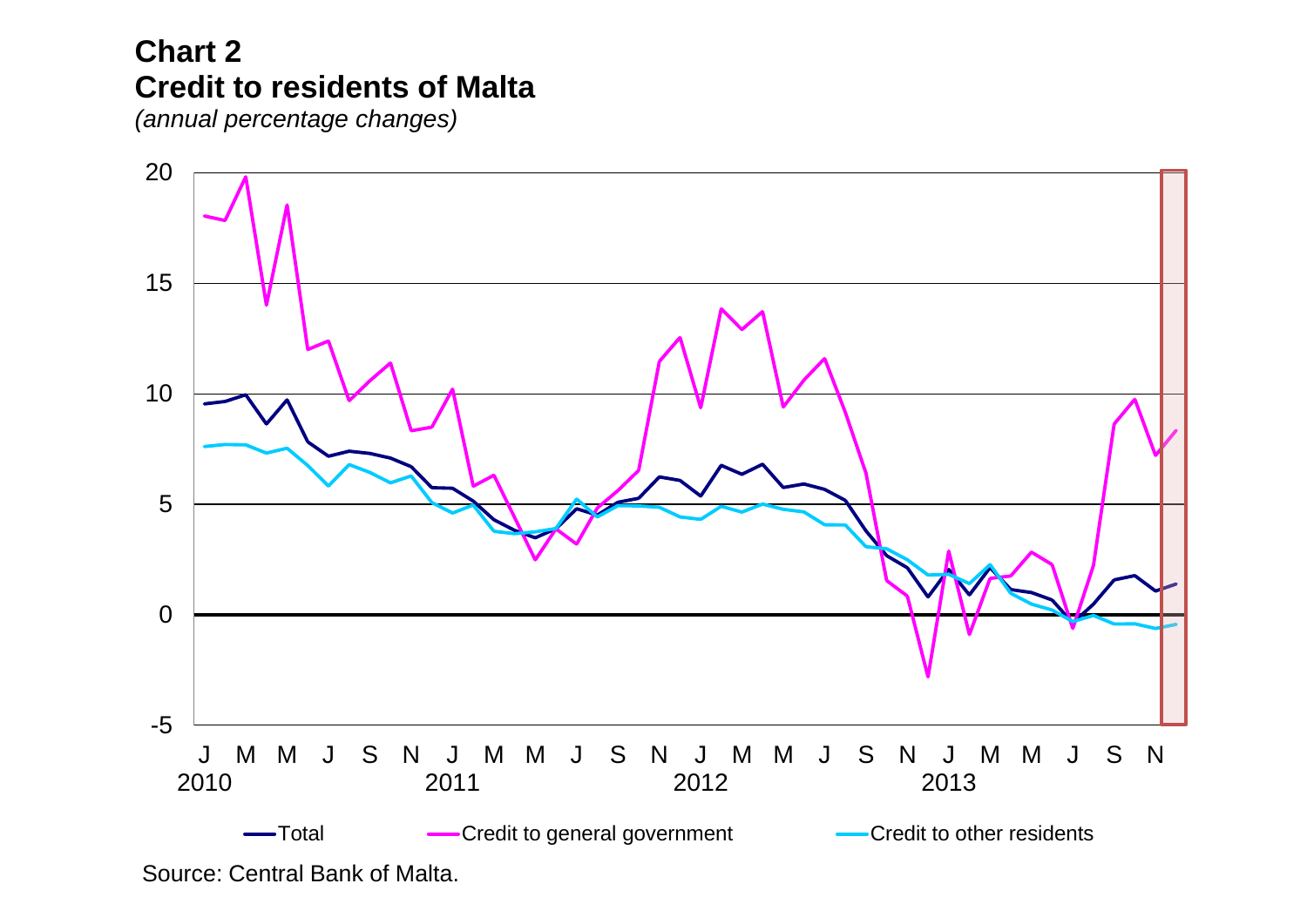## Chart 2
## Credit to residents of Malta
*(annual percentage changes)*

20
15
10
5
0
-5

J M M J S N J M M J S N J M M J S N J M M J S N
2010 2011 2012 2013

Total
Credit to general government
Credit to other residents

Source: Central Bank of Malta.